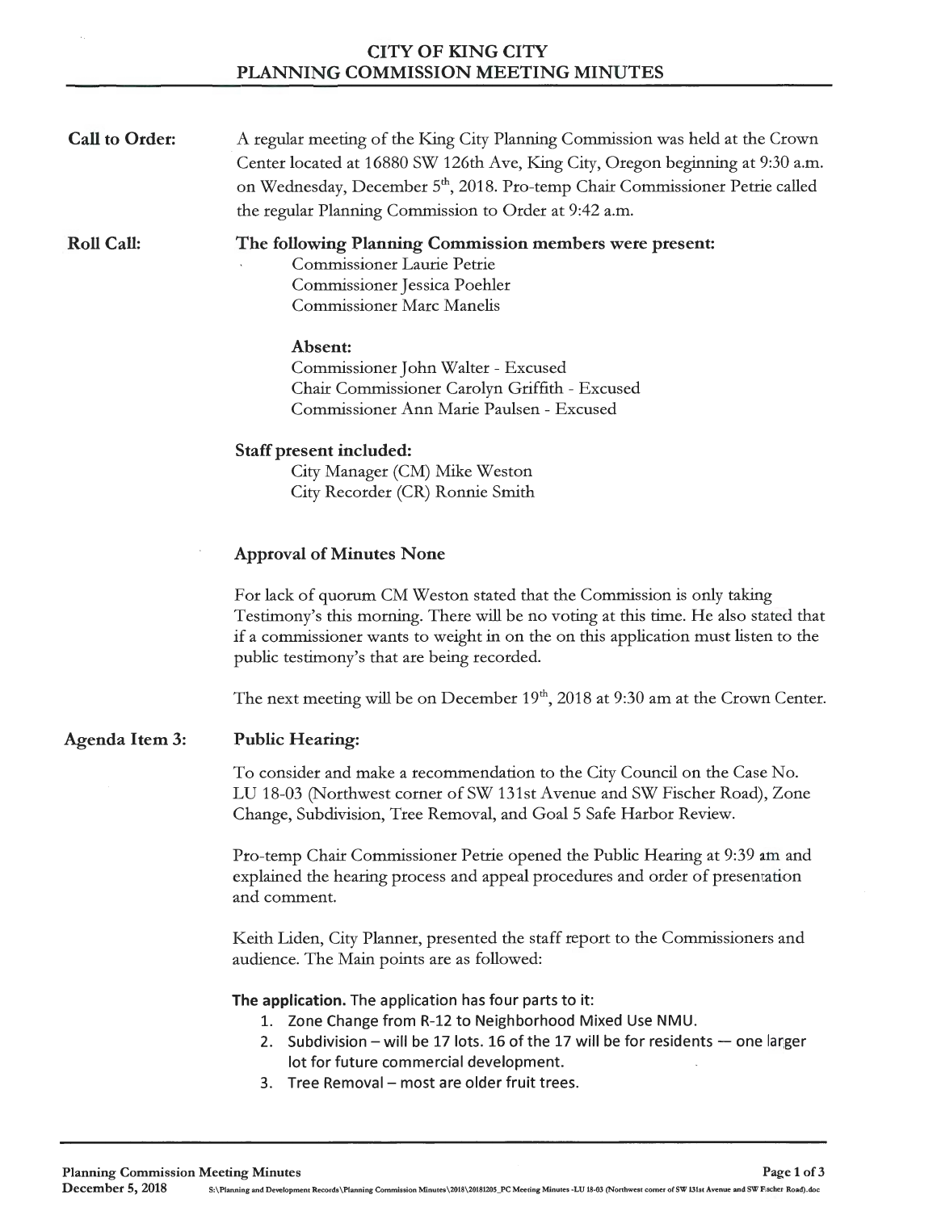# CITY OF KING CITY
## PLANNING COMMISSION MEETING MINUTES

**Call to Order:** A regular meeting of the King City Planning Commission was held at the Crown Center located at 16880 SW 126th Ave, King City, Oregon beginning at 9:30 a.m. on Wednesday, December 5th, 2018. Pro-temp Chair Commissioner Petrie called the regular Planning Commission to Order at 9:42 a.m.

**Roll Call:**

**The following Planning Commission members were present:**

Commissioner Laurie Petrie
Commissioner Jessica Poehler
Commissioner Marc Manelis

**Absent:**

Commissioner John Walter - Excused
Chair Commissioner Carolyn Griffith - Excused
Commissioner Ann Marie Paulsen - Excused

**Staff present included:**

City Manager (CM) Mike Weston
City Recorder (CR) Ronnie Smith

**Approval of Minutes None**

For lack of quorum CM Weston stated that the Commission is only taking Testimony's this morning. There will be no voting at this time. He also stated that if a commissioner wants to weight in on the on this application must listen to the public testimony's that are being recorded.

The next meeting will be on December 19th, 2018 at 9:30 am at the Crown Center.

**Agenda Item 3:** **Public Hearing:**

To consider and make a recommendation to the City Council on the Case No. LU 18-03 (Northwest corner of SW 131st Avenue and SW Fischer Road), Zone Change, Subdivision, Tree Removal, and Goal 5 Safe Harbor Review.

Pro-temp Chair Commissioner Petrie opened the Public Hearing at 9:39 am and explained the hearing process and appeal procedures and order of presentation and comment.

Keith Liden, City Planner, presented the staff report to the Commissioners and audience. The Main points are as followed:

**The application.** The application has four parts to it:

1. Zone Change from R-12 to Neighborhood Mixed Use NMU.
2. Subdivision – will be 17 lots. 16 of the 17 will be for residents — one larger lot for future commercial development.
3. Tree Removal – most are older fruit trees.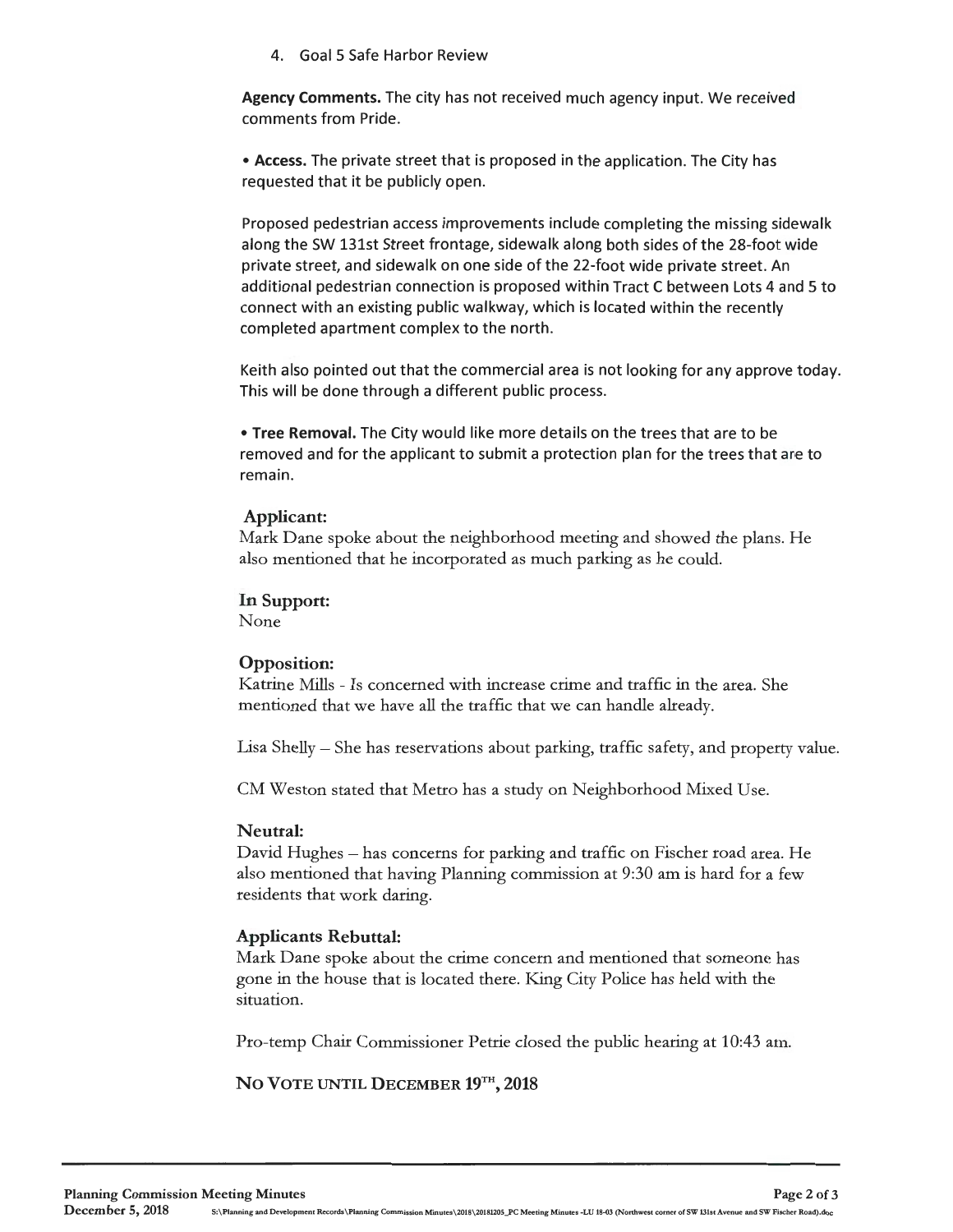4. Goal 5 Safe Harbor Review

**Agency Comments.** The city has not received much agency input. We received comments from Pride.

• **Access.** The private street that is proposed in the application. The City has requested that it be publicly open.

Proposed pedestrian access improvements include completing the missing sidewalk along the SW 131st Street frontage, sidewalk along both sides of the 28-foot wide private street, and sidewalk on one side of the 22-foot wide private street. An additional pedestrian connection is proposed within Tract C between Lots 4 and 5 to connect with an existing public walkway, which is located within the recently completed apartment complex to the north.

Keith also pointed out that the commercial area is not looking for any approve today. This will be done through a different public process.

• **Tree Removal.** The City would like more details on the trees that are to be removed and for the applicant to submit a protection plan for the trees that are to remain.

**Applicant:**
Mark Dane spoke about the neighborhood meeting and showed the plans. He also mentioned that he incorporated as much parking as he could.

**In Support:**
None

**Opposition:**
Katrine Mills - Is concerned with increase crime and traffic in the area. She mentioned that we have all the traffic that we can handle already.

Lisa Shelly – She has reservations about parking, traffic safety, and property value.

CM Weston stated that Metro has a study on Neighborhood Mixed Use.

**Neutral:**
David Hughes – has concerns for parking and traffic on Fischer road area. He also mentioned that having Planning commission at 9:30 am is hard for a few residents that work daring.

**Applicants Rebuttal:**
Mark Dane spoke about the crime concern and mentioned that someone has gone in the house that is located there. King City Police has held with the situation.

Pro-temp Chair Commissioner Petrie closed the public hearing at 10:43 am.

**NO VOTE UNTIL DECEMBER 19TH, 2018**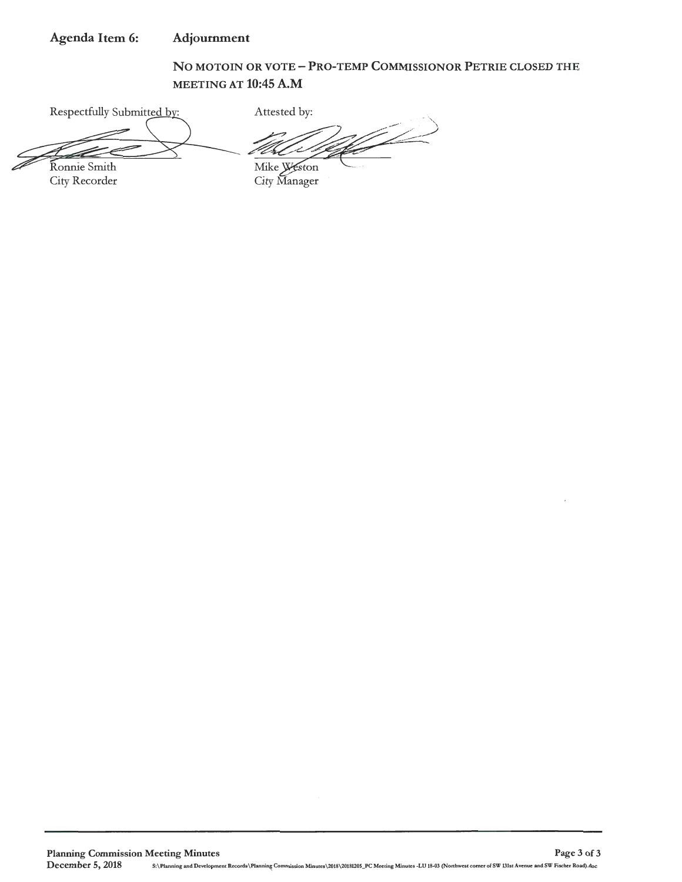**Agenda Item 6: Adjournment**

**NO MOTOIN OR VOTE – PRO-TEMP COMMISSIONOR PETRIE CLOSED THE MEETING AT 10:45 A.M**

Respectfully Submitted by:

Ronnie Smith
City Recorder

Attested by:

Mike Weston
City Manager